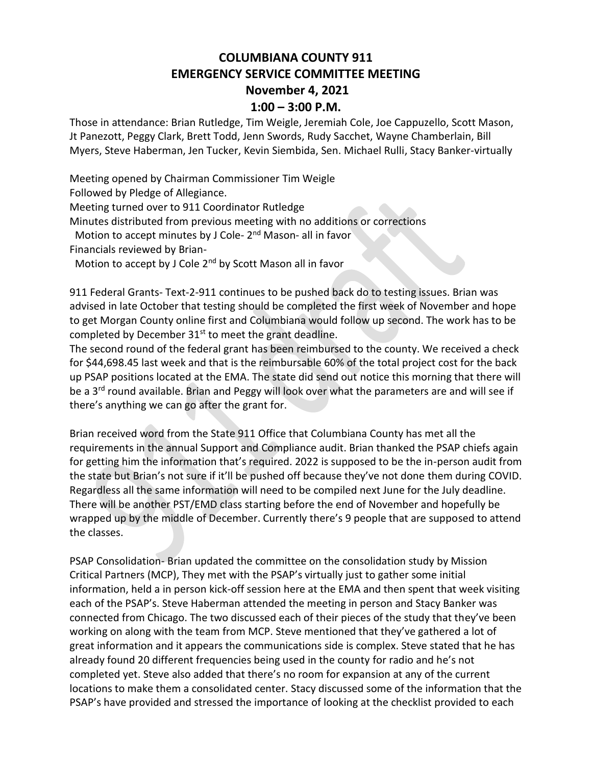# COLUMBIANA COUNTY 911
# EMERGENCY SERVICE COMMITTEE MEETING
## November 4, 2021
## 1:00 – 3:00 P.M.

Those in attendance: Brian Rutledge, Tim Weigle, Jeremiah Cole, Joe Cappuzello, Scott Mason, Jt Panezott, Peggy Clark, Brett Todd, Jenn Swords, Rudy Sacchet, Wayne Chamberlain, Bill Myers, Steve Haberman, Jen Tucker, Kevin Siembida, Sen. Michael Rulli, Stacy Banker-virtually

Meeting opened by Chairman Commissioner Tim Weigle
Followed by Pledge of Allegiance.
Meeting turned over to 911 Coordinator Rutledge
Minutes distributed from previous meeting with no additions or corrections
  Motion to accept minutes by J Cole- 2nd Mason- all in favor
Financials reviewed by Brian-
  Motion to accept by J Cole 2nd by Scott Mason all in favor

911 Federal Grants- Text-2-911 continues to be pushed back do to testing issues. Brian was advised in late October that testing should be completed the first week of November and hope to get Morgan County online first and Columbiana would follow up second. The work has to be completed by December 31st to meet the grant deadline.
The second round of the federal grant has been reimbursed to the county. We received a check for $44,698.45 last week and that is the reimbursable 60% of the total project cost for the back up PSAP positions located at the EMA. The state did send out notice this morning that there will be a 3rd round available. Brian and Peggy will look over what the parameters are and will see if there's anything we can go after the grant for.

Brian received word from the State 911 Office that Columbiana County has met all the requirements in the annual Support and Compliance audit. Brian thanked the PSAP chiefs again for getting him the information that's required. 2022 is supposed to be the in-person audit from the state but Brian's not sure if it'll be pushed off because they've not done them during COVID. Regardless all the same information will need to be compiled next June for the July deadline. There will be another PST/EMD class starting before the end of November and hopefully be wrapped up by the middle of December. Currently there's 9 people that are supposed to attend the classes.

PSAP Consolidation- Brian updated the committee on the consolidation study by Mission Critical Partners (MCP), They met with the PSAP's virtually just to gather some initial information, held a in person kick-off session here at the EMA and then spent that week visiting each of the PSAP's. Steve Haberman attended the meeting in person and Stacy Banker was connected from Chicago. The two discussed each of their pieces of the study that they've been working on along with the team from MCP. Steve mentioned that they've gathered a lot of great information and it appears the communications side is complex. Steve stated that he has already found 20 different frequencies being used in the county for radio and he's not completed yet. Steve also added that there's no room for expansion at any of the current locations to make them a consolidated center. Stacy discussed some of the information that the PSAP's have provided and stressed the importance of looking at the checklist provided to each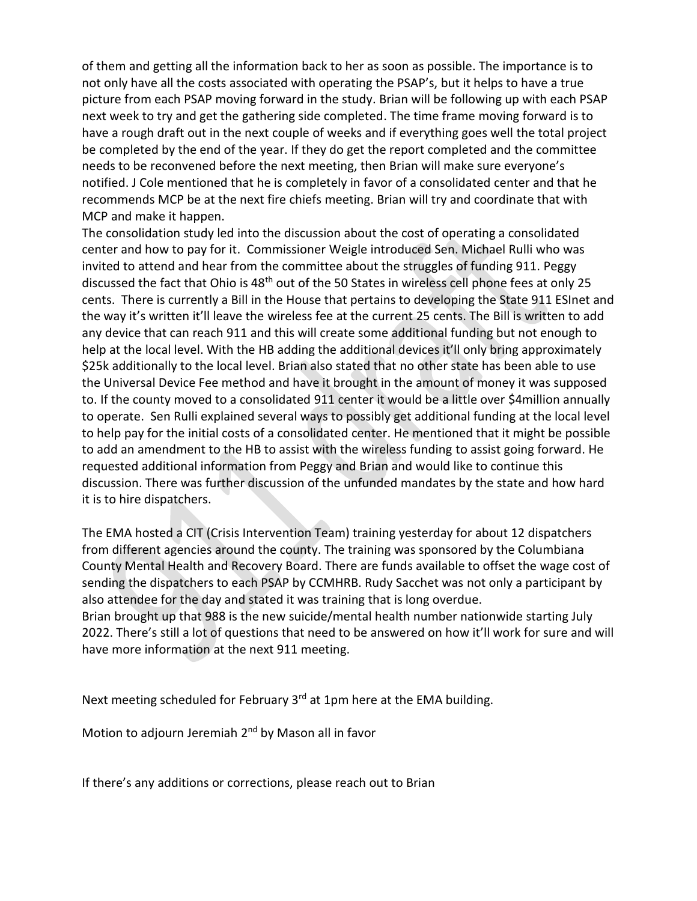of them and getting all the information back to her as soon as possible. The importance is to not only have all the costs associated with operating the PSAP's, but it helps to have a true picture from each PSAP moving forward in the study. Brian will be following up with each PSAP next week to try and get the gathering side completed. The time frame moving forward is to have a rough draft out in the next couple of weeks and if everything goes well the total project be completed by the end of the year. If they do get the report completed and the committee needs to be reconvened before the next meeting, then Brian will make sure everyone's notified. J Cole mentioned that he is completely in favor of a consolidated center and that he recommends MCP be at the next fire chiefs meeting. Brian will try and coordinate that with MCP and make it happen.

The consolidation study led into the discussion about the cost of operating a consolidated center and how to pay for it. Commissioner Weigle introduced Sen. Michael Rulli who was invited to attend and hear from the committee about the struggles of funding 911. Peggy discussed the fact that Ohio is 48th out of the 50 States in wireless cell phone fees at only 25 cents. There is currently a Bill in the House that pertains to developing the State 911 ESInet and the way it's written it'll leave the wireless fee at the current 25 cents. The Bill is written to add any device that can reach 911 and this will create some additional funding but not enough to help at the local level. With the HB adding the additional devices it'll only bring approximately \$25k additionally to the local level. Brian also stated that no other state has been able to use the Universal Device Fee method and have it brought in the amount of money it was supposed to. If the county moved to a consolidated 911 center it would be a little over \$4million annually to operate. Sen Rulli explained several ways to possibly get additional funding at the local level to help pay for the initial costs of a consolidated center. He mentioned that it might be possible to add an amendment to the HB to assist with the wireless funding to assist going forward. He requested additional information from Peggy and Brian and would like to continue this discussion. There was further discussion of the unfunded mandates by the state and how hard it is to hire dispatchers.

The EMA hosted a CIT (Crisis Intervention Team) training yesterday for about 12 dispatchers from different agencies around the county. The training was sponsored by the Columbiana County Mental Health and Recovery Board. There are funds available to offset the wage cost of sending the dispatchers to each PSAP by CCMHRB. Rudy Sacchet was not only a participant by also attendee for the day and stated it was training that is long overdue.

Brian brought up that 988 is the new suicide/mental health number nationwide starting July 2022. There's still a lot of questions that need to be answered on how it'll work for sure and will have more information at the next 911 meeting.

Next meeting scheduled for February 3rd at 1pm here at the EMA building.

Motion to adjourn Jeremiah 2nd by Mason all in favor

If there's any additions or corrections, please reach out to Brian